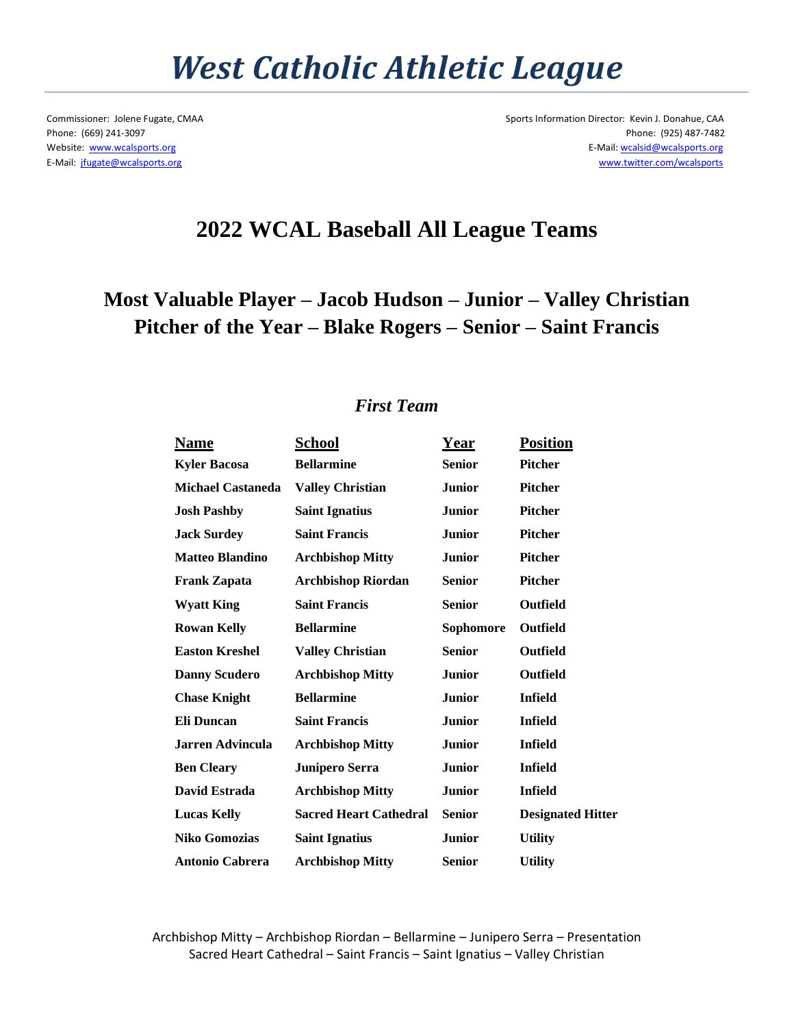# West Catholic Athletic League

Commissioner: Jolene Fugate, CMAA
Phone: (669) 241-3097
Website: www.wcalsports.org
E-Mail: jfugate@wcalsports.org

Sports Information Director: Kevin J. Donahue, CAA
Phone: (925) 487-7482
E-Mail: wcalsid@wcalsports.org
www.twitter.com/wcalsports

## 2022 WCAL Baseball All League Teams

### Most Valuable Player – Jacob Hudson – Junior – Valley Christian
### Pitcher of the Year – Blake Rogers – Senior – Saint Francis

### *First Team*

| Name | School | Year | Position |
|---|---|---|---|
| Kyler Bacosa | Bellarmine | Senior | Pitcher |
| Michael Castaneda | Valley Christian | Junior | Pitcher |
| Josh Pashby | Saint Ignatius | Junior | Pitcher |
| Jack Surdey | Saint Francis | Junior | Pitcher |
| Matteo Blandino | Archbishop Mitty | Junior | Pitcher |
| Frank Zapata | Archbishop Riordan | Senior | Pitcher |
| Wyatt King | Saint Francis | Senior | Outfield |
| Rowan Kelly | Bellarmine | Sophomore | Outfield |
| Easton Kreshel | Valley Christian | Senior | Outfield |
| Danny Scudero | Archbishop Mitty | Junior | Outfield |
| Chase Knight | Bellarmine | Junior | Infield |
| Eli Duncan | Saint Francis | Junior | Infield |
| Jarren Advincula | Archbishop Mitty | Junior | Infield |
| Ben Cleary | Junipero Serra | Junior | Infield |
| David Estrada | Archbishop Mitty | Junior | Infield |
| Lucas Kelly | Sacred Heart Cathedral | Senior | Designated Hitter |
| Niko Gomozias | Saint Ignatius | Junior | Utility |
| Antonio Cabrera | Archbishop Mitty | Senior | Utility |

Archbishop Mitty – Archbishop Riordan – Bellarmine – Junipero Serra – Presentation
Sacred Heart Cathedral – Saint Francis – Saint Ignatius – Valley Christian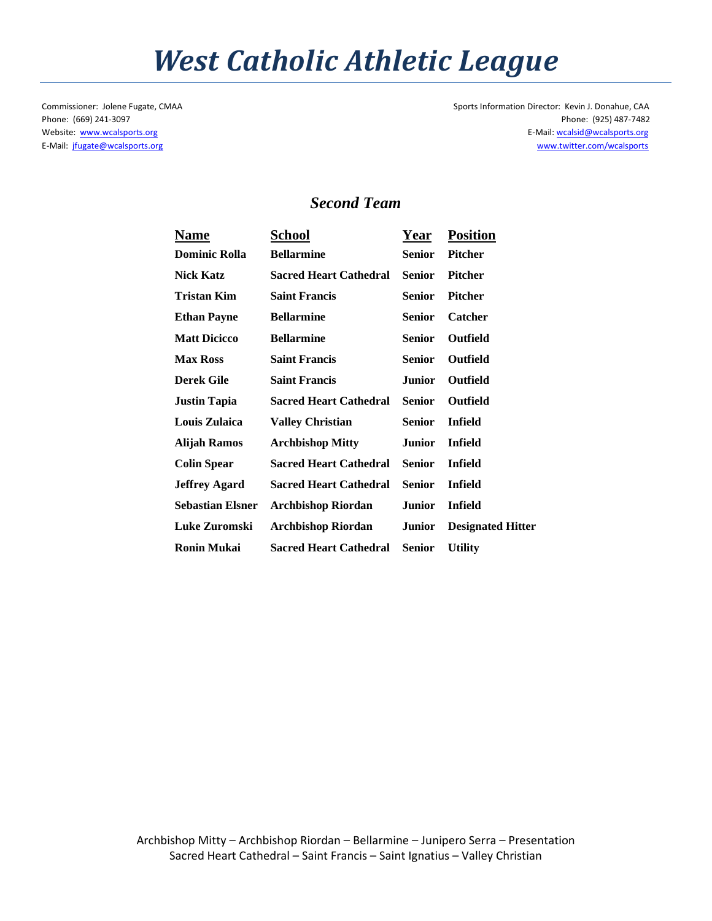# West Catholic Athletic League

Commissioner: Jolene Fugate, CMAA
Phone: (669) 241-3097
Website: www.wcalsports.org
E-Mail: jfugate@wcalsports.org

Sports Information Director: Kevin J. Donahue, CAA
Phone: (925) 487-7482
E-Mail: wcalsid@wcalsports.org
www.twitter.com/wcalsports

## *Second Team*

| Name | School | Year | Position |
|---|---|---|---|
| Dominic Rolla | Bellarmine | Senior | Pitcher |
| Nick Katz | Sacred Heart Cathedral | Senior | Pitcher |
| Tristan Kim | Saint Francis | Senior | Pitcher |
| Ethan Payne | Bellarmine | Senior | Catcher |
| Matt Dicicco | Bellarmine | Senior | Outfield |
| Max Ross | Saint Francis | Senior | Outfield |
| Derek Gile | Saint Francis | Junior | Outfield |
| Justin Tapia | Sacred Heart Cathedral | Senior | Outfield |
| Louis Zulaica | Valley Christian | Senior | Infield |
| Alijah Ramos | Archbishop Mitty | Junior | Infield |
| Colin Spear | Sacred Heart Cathedral | Senior | Infield |
| Jeffrey Agard | Sacred Heart Cathedral | Senior | Infield |
| Sebastian Elsner | Archbishop Riordan | Junior | Infield |
| Luke Zuromski | Archbishop Riordan | Junior | Designated Hitter |
| Ronin Mukai | Sacred Heart Cathedral | Senior | Utility |

Archbishop Mitty – Archbishop Riordan – Bellarmine – Junipero Serra – Presentation
Sacred Heart Cathedral – Saint Francis – Saint Ignatius – Valley Christian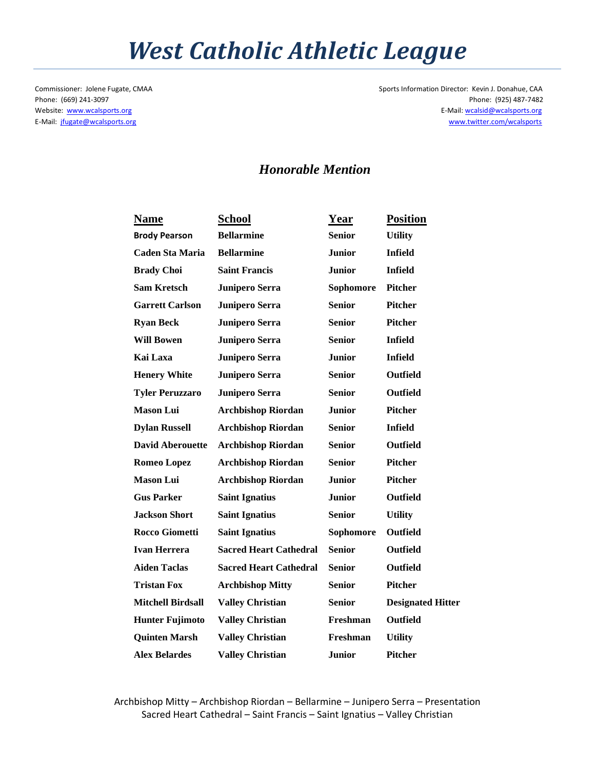# West Catholic Athletic League

Commissioner: Jolene Fugate, CMAA
Phone: (669) 241-3097
Website: www.wcalsports.org
E-Mail: jfugate@wcalsports.org

Sports Information Director: Kevin J. Donahue, CAA
Phone: (925) 487-7482
E-Mail: wcalsid@wcalsports.org
www.twitter.com/wcalsports

## *Honorable Mention*

| Name | School | Year | Position |
|---|---|---|---|
| Brody Pearson | Bellarmine | Senior | Utility |
| Caden Sta Maria | Bellarmine | Junior | Infield |
| Brady Choi | Saint Francis | Junior | Infield |
| Sam Kretsch | Junipero Serra | Sophomore | Pitcher |
| Garrett Carlson | Junipero Serra | Senior | Pitcher |
| Ryan Beck | Junipero Serra | Senior | Pitcher |
| Will Bowen | Junipero Serra | Senior | Infield |
| Kai Laxa | Junipero Serra | Junior | Infield |
| Henery White | Junipero Serra | Senior | Outfield |
| Tyler Peruzzaro | Junipero Serra | Senior | Outfield |
| Mason Lui | Archbishop Riordan | Junior | Pitcher |
| Dylan Russell | Archbishop Riordan | Senior | Infield |
| David Aberouette | Archbishop Riordan | Senior | Outfield |
| Romeo Lopez | Archbishop Riordan | Senior | Pitcher |
| Mason Lui | Archbishop Riordan | Junior | Pitcher |
| Gus Parker | Saint Ignatius | Junior | Outfield |
| Jackson Short | Saint Ignatius | Senior | Utility |
| Rocco Giometti | Saint Ignatius | Sophomore | Outfield |
| Ivan Herrera | Sacred Heart Cathedral | Senior | Outfield |
| Aiden Taclas | Sacred Heart Cathedral | Senior | Outfield |
| Tristan Fox | Archbishop Mitty | Senior | Pitcher |
| Mitchell Birdsall | Valley Christian | Senior | Designated Hitter |
| Hunter Fujimoto | Valley Christian | Freshman | Outfield |
| Quinten Marsh | Valley Christian | Freshman | Utility |
| Alex Belardes | Valley Christian | Junior | Pitcher |

Archbishop Mitty – Archbishop Riordan – Bellarmine – Junipero Serra – Presentation
Sacred Heart Cathedral – Saint Francis – Saint Ignatius – Valley Christian